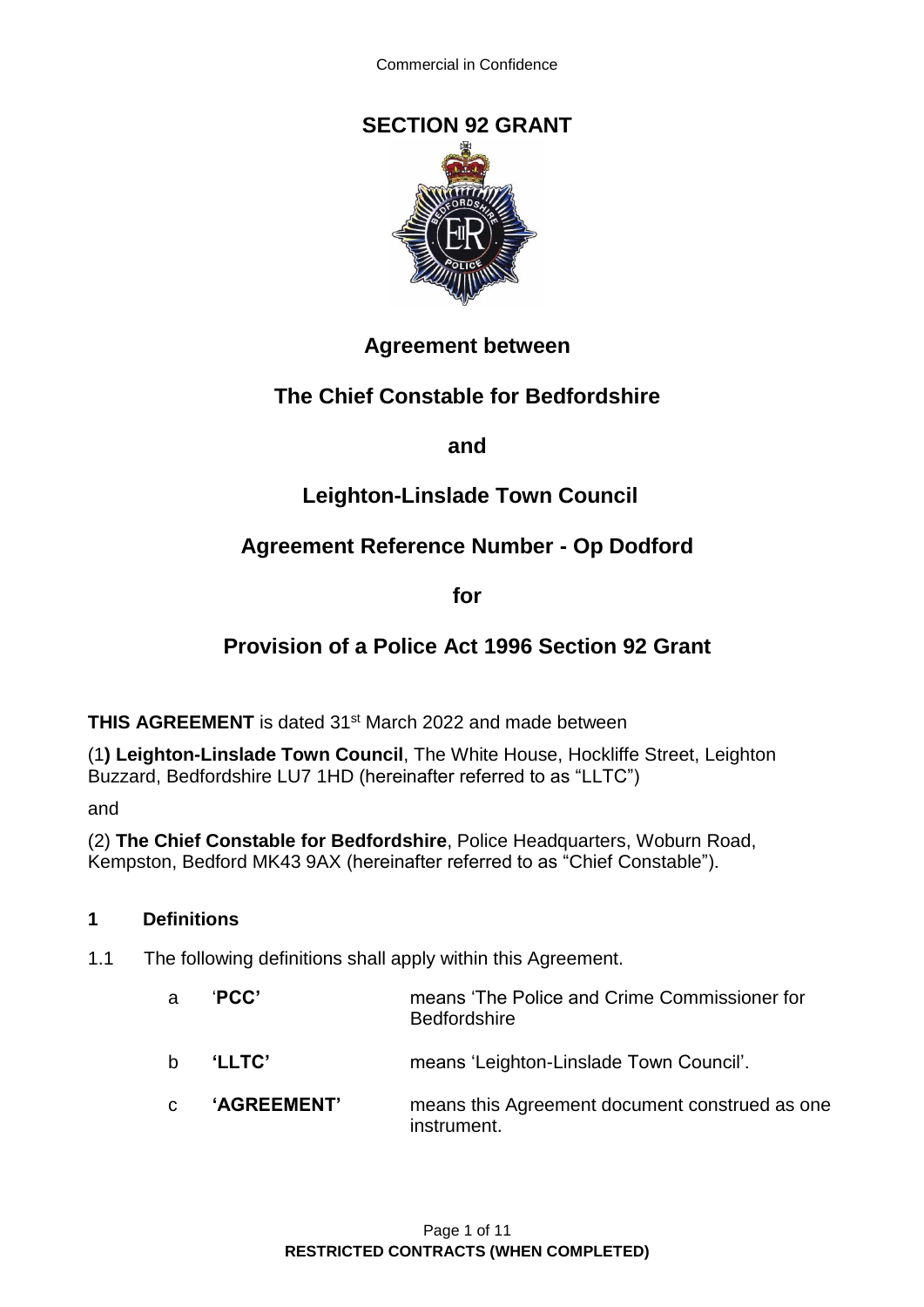# SECTION 92 GRANT

## Agreement between

## The Chief Constable for Bedfordshire

## and

## Leighton-Linslade Town Council

## Agreement Reference Number - Op Dodford

## for

## Provision of a Police Act 1996 Section 92 Grant

**THIS AGREEMENT** is dated 31st March 2022 and made between

(1**) Leighton-Linslade Town Council**, The White House, Hockliffe Street, Leighton Buzzard, Bedfordshire LU7 1HD (hereinafter referred to as "LLTC")

and

(2) **The Chief Constable for Bedfordshire**, Police Headquarters, Woburn Road, Kempston, Bedford MK43 9AX (hereinafter referred to as "Chief Constable").

### 1 Definitions

1.1 The following definitions shall apply within this Agreement.

| | | |
|---|---|---|
| a | '**PCC'** | means 'The Police and Crime Commissioner for Bedfordshire |
| b | **'LLTC'** | means 'Leighton-Linslade Town Council'. |
| c | **'AGREEMENT'** | means this Agreement document construed as one instrument. |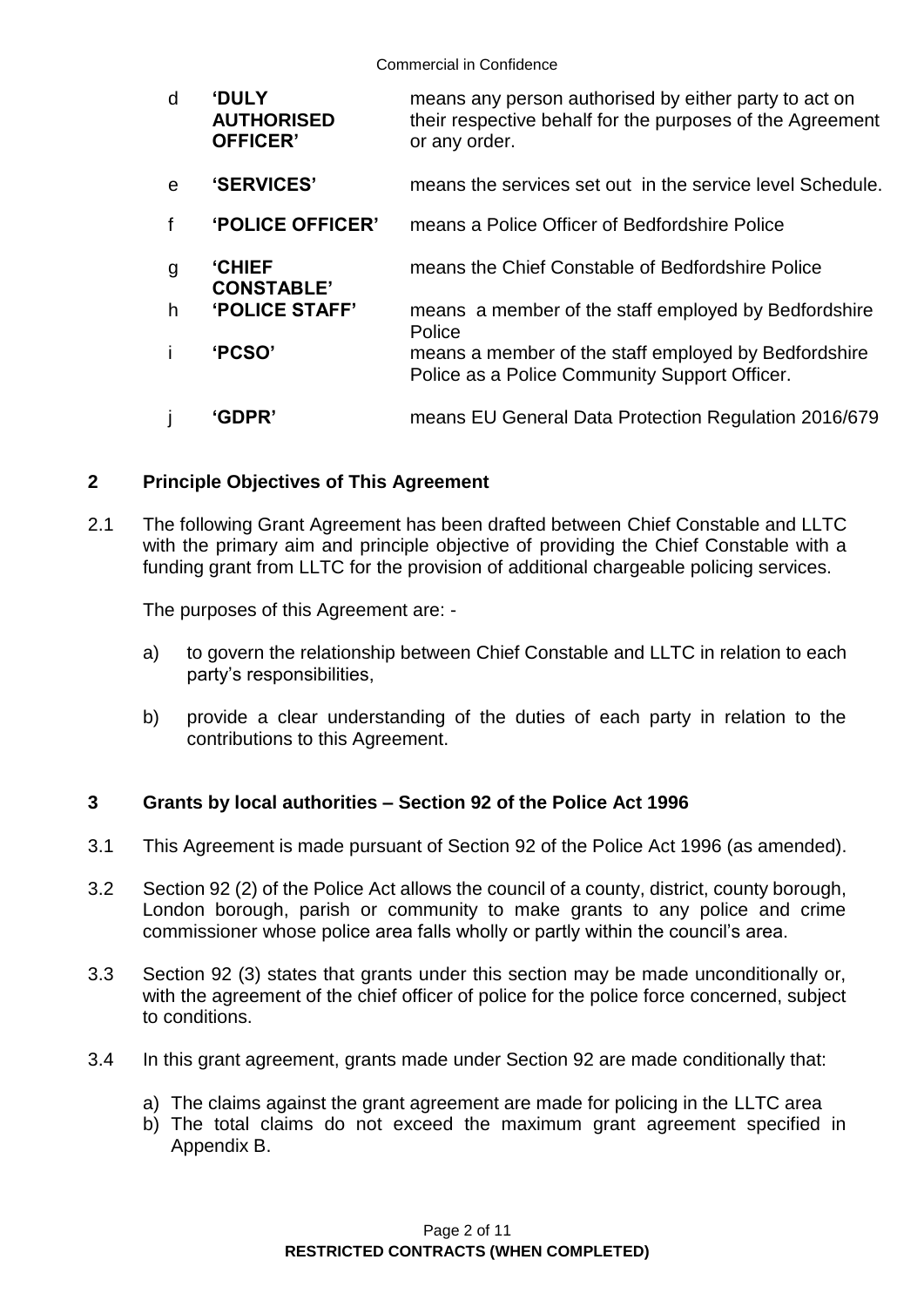| | | |
|---|---|---|
| d | **'DULY AUTHORISED OFFICER'** | means any person authorised by either party to act on their respective behalf for the purposes of the Agreement or any order. |
| e | **'SERVICES'** | means the services set out in the service level Schedule. |
| f | **'POLICE OFFICER'** | means a Police Officer of Bedfordshire Police |
| g | **'CHIEF CONSTABLE'** | means the Chief Constable of Bedfordshire Police |
| h | **'POLICE STAFF'** | means a member of the staff employed by Bedfordshire Police |
| i | **'PCSO'** | means a member of the staff employed by Bedfordshire Police as a Police Community Support Officer. |
| j | **'GDPR'** | means EU General Data Protection Regulation 2016/679 |

## 2 Principle Objectives of This Agreement

2.1 The following Grant Agreement has been drafted between Chief Constable and LLTC with the primary aim and principle objective of providing the Chief Constable with a funding grant from LLTC for the provision of additional chargeable policing services.

The purposes of this Agreement are: -

a) to govern the relationship between Chief Constable and LLTC in relation to each party's responsibilities,

b) provide a clear understanding of the duties of each party in relation to the contributions to this Agreement.

## 3 Grants by local authorities – Section 92 of the Police Act 1996

3.1 This Agreement is made pursuant of Section 92 of the Police Act 1996 (as amended).

3.2 Section 92 (2) of the Police Act allows the council of a county, district, county borough, London borough, parish or community to make grants to any police and crime commissioner whose police area falls wholly or partly within the council's area.

3.3 Section 92 (3) states that grants under this section may be made unconditionally or, with the agreement of the chief officer of police for the police force concerned, subject to conditions.

3.4 In this grant agreement, grants made under Section 92 are made conditionally that:

a) The claims against the grant agreement are made for policing in the LLTC area
b) The total claims do not exceed the maximum grant agreement specified in Appendix B.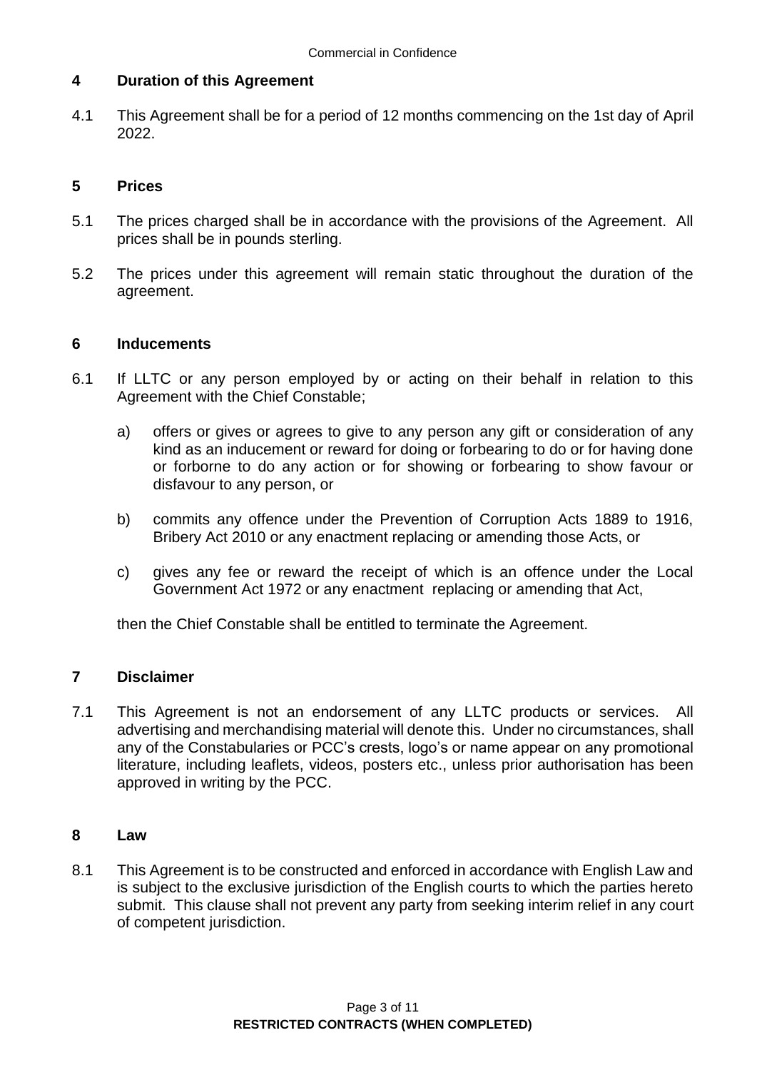## 4 Duration of this Agreement

4.1 This Agreement shall be for a period of 12 months commencing on the 1st day of April 2022.

## 5 Prices

5.1 The prices charged shall be in accordance with the provisions of the Agreement. All prices shall be in pounds sterling.

5.2 The prices under this agreement will remain static throughout the duration of the agreement.

## 6 Inducements

6.1 If LLTC or any person employed by or acting on their behalf in relation to this Agreement with the Chief Constable;

a) offers or gives or agrees to give to any person any gift or consideration of any kind as an inducement or reward for doing or forbearing to do or for having done or forborne to do any action or for showing or forbearing to show favour or disfavour to any person, or

b) commits any offence under the Prevention of Corruption Acts 1889 to 1916, Bribery Act 2010 or any enactment replacing or amending those Acts, or

c) gives any fee or reward the receipt of which is an offence under the Local Government Act 1972 or any enactment replacing or amending that Act,

then the Chief Constable shall be entitled to terminate the Agreement.

## 7 Disclaimer

7.1 This Agreement is not an endorsement of any LLTC products or services. All advertising and merchandising material will denote this. Under no circumstances, shall any of the Constabularies or PCC's crests, logo's or name appear on any promotional literature, including leaflets, videos, posters etc., unless prior authorisation has been approved in writing by the PCC.

## 8 Law

8.1 This Agreement is to be constructed and enforced in accordance with English Law and is subject to the exclusive jurisdiction of the English courts to which the parties hereto submit. This clause shall not prevent any party from seeking interim relief in any court of competent jurisdiction.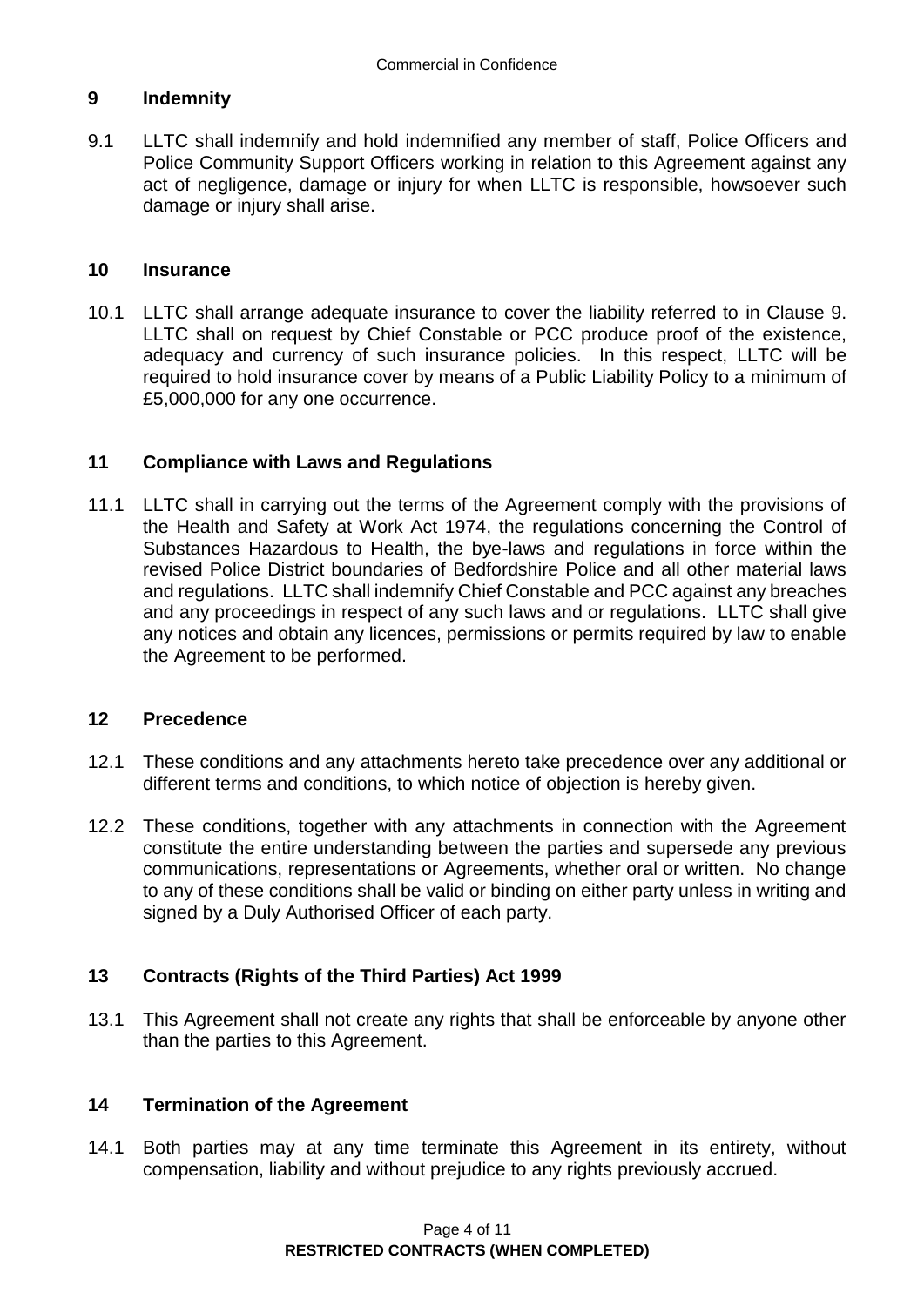## 9 Indemnity

9.1 LLTC shall indemnify and hold indemnified any member of staff, Police Officers and Police Community Support Officers working in relation to this Agreement against any act of negligence, damage or injury for when LLTC is responsible, howsoever such damage or injury shall arise.

## 10 Insurance

10.1 LLTC shall arrange adequate insurance to cover the liability referred to in Clause 9. LLTC shall on request by Chief Constable or PCC produce proof of the existence, adequacy and currency of such insurance policies. In this respect, LLTC will be required to hold insurance cover by means of a Public Liability Policy to a minimum of £5,000,000 for any one occurrence.

## 11 Compliance with Laws and Regulations

11.1 LLTC shall in carrying out the terms of the Agreement comply with the provisions of the Health and Safety at Work Act 1974, the regulations concerning the Control of Substances Hazardous to Health, the bye-laws and regulations in force within the revised Police District boundaries of Bedfordshire Police and all other material laws and regulations. LLTC shall indemnify Chief Constable and PCC against any breaches and any proceedings in respect of any such laws and or regulations. LLTC shall give any notices and obtain any licences, permissions or permits required by law to enable the Agreement to be performed.

## 12 Precedence

12.1 These conditions and any attachments hereto take precedence over any additional or different terms and conditions, to which notice of objection is hereby given.

12.2 These conditions, together with any attachments in connection with the Agreement constitute the entire understanding between the parties and supersede any previous communications, representations or Agreements, whether oral or written. No change to any of these conditions shall be valid or binding on either party unless in writing and signed by a Duly Authorised Officer of each party.

## 13 Contracts (Rights of the Third Parties) Act 1999

13.1 This Agreement shall not create any rights that shall be enforceable by anyone other than the parties to this Agreement.

## 14 Termination of the Agreement

14.1 Both parties may at any time terminate this Agreement in its entirety, without compensation, liability and without prejudice to any rights previously accrued.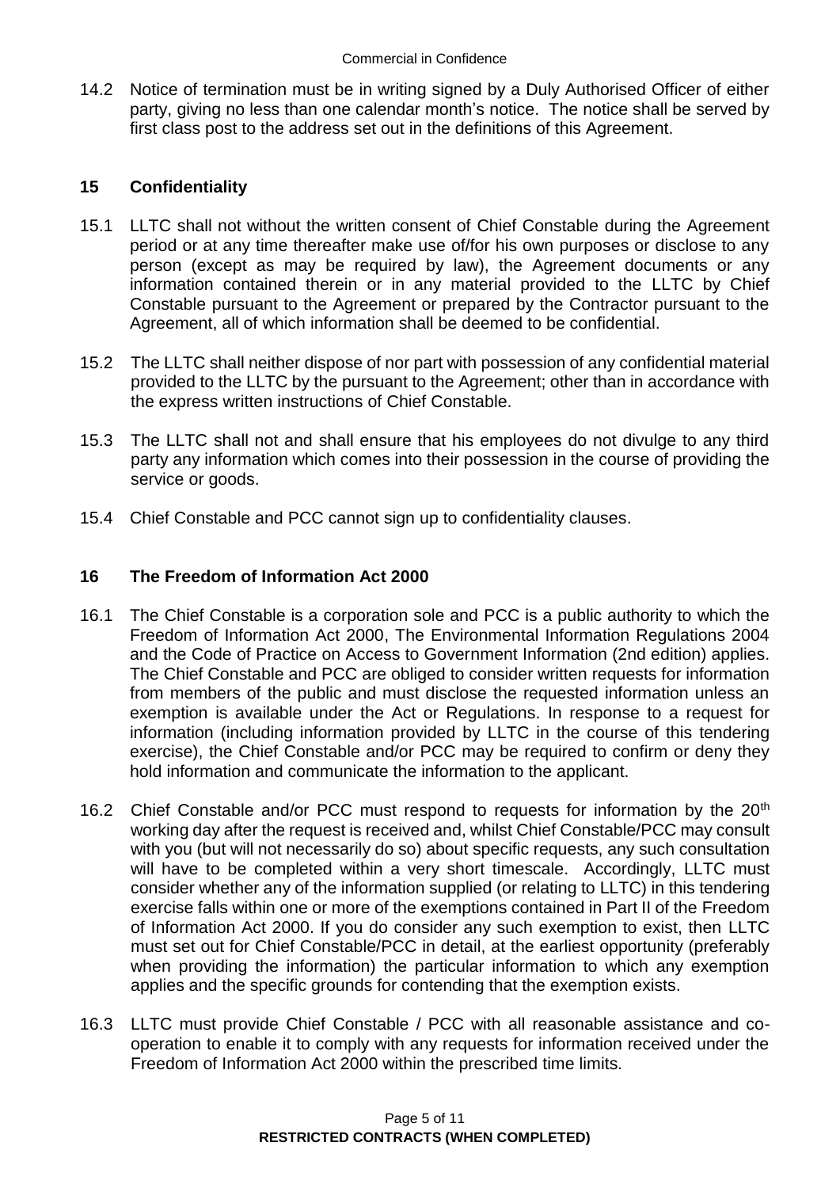14.2 Notice of termination must be in writing signed by a Duly Authorised Officer of either party, giving no less than one calendar month's notice. The notice shall be served by first class post to the address set out in the definitions of this Agreement.

## 15 Confidentiality

15.1 LLTC shall not without the written consent of Chief Constable during the Agreement period or at any time thereafter make use of/for his own purposes or disclose to any person (except as may be required by law), the Agreement documents or any information contained therein or in any material provided to the LLTC by Chief Constable pursuant to the Agreement or prepared by the Contractor pursuant to the Agreement, all of which information shall be deemed to be confidential.

15.2 The LLTC shall neither dispose of nor part with possession of any confidential material provided to the LLTC by the pursuant to the Agreement; other than in accordance with the express written instructions of Chief Constable.

15.3 The LLTC shall not and shall ensure that his employees do not divulge to any third party any information which comes into their possession in the course of providing the service or goods.

15.4 Chief Constable and PCC cannot sign up to confidentiality clauses.

## 16 The Freedom of Information Act 2000

16.1 The Chief Constable is a corporation sole and PCC is a public authority to which the Freedom of Information Act 2000, The Environmental Information Regulations 2004 and the Code of Practice on Access to Government Information (2nd edition) applies. The Chief Constable and PCC are obliged to consider written requests for information from members of the public and must disclose the requested information unless an exemption is available under the Act or Regulations. In response to a request for information (including information provided by LLTC in the course of this tendering exercise), the Chief Constable and/or PCC may be required to confirm or deny they hold information and communicate the information to the applicant.

16.2 Chief Constable and/or PCC must respond to requests for information by the 20th working day after the request is received and, whilst Chief Constable/PCC may consult with you (but will not necessarily do so) about specific requests, any such consultation will have to be completed within a very short timescale. Accordingly, LLTC must consider whether any of the information supplied (or relating to LLTC) in this tendering exercise falls within one or more of the exemptions contained in Part II of the Freedom of Information Act 2000. If you do consider any such exemption to exist, then LLTC must set out for Chief Constable/PCC in detail, at the earliest opportunity (preferably when providing the information) the particular information to which any exemption applies and the specific grounds for contending that the exemption exists.

16.3 LLTC must provide Chief Constable / PCC with all reasonable assistance and co-operation to enable it to comply with any requests for information received under the Freedom of Information Act 2000 within the prescribed time limits.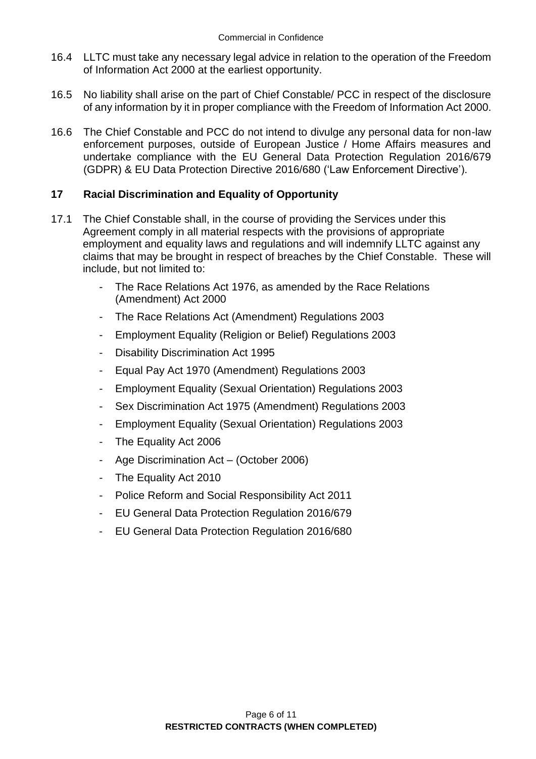16.4 LLTC must take any necessary legal advice in relation to the operation of the Freedom of Information Act 2000 at the earliest opportunity.

16.5 No liability shall arise on the part of Chief Constable/ PCC in respect of the disclosure of any information by it in proper compliance with the Freedom of Information Act 2000.

16.6 The Chief Constable and PCC do not intend to divulge any personal data for non-law enforcement purposes, outside of European Justice / Home Affairs measures and undertake compliance with the EU General Data Protection Regulation 2016/679 (GDPR) & EU Data Protection Directive 2016/680 ('Law Enforcement Directive').

## 17 Racial Discrimination and Equality of Opportunity

17.1 The Chief Constable shall, in the course of providing the Services under this Agreement comply in all material respects with the provisions of appropriate employment and equality laws and regulations and will indemnify LLTC against any claims that may be brought in respect of breaches by the Chief Constable. These will include, but not limited to:

- The Race Relations Act 1976, as amended by the Race Relations (Amendment) Act 2000
- The Race Relations Act (Amendment) Regulations 2003
- Employment Equality (Religion or Belief) Regulations 2003
- Disability Discrimination Act 1995
- Equal Pay Act 1970 (Amendment) Regulations 2003
- Employment Equality (Sexual Orientation) Regulations 2003
- Sex Discrimination Act 1975 (Amendment) Regulations 2003
- Employment Equality (Sexual Orientation) Regulations 2003
- The Equality Act 2006
- Age Discrimination Act – (October 2006)
- The Equality Act 2010
- Police Reform and Social Responsibility Act 2011
- EU General Data Protection Regulation 2016/679
- EU General Data Protection Regulation 2016/680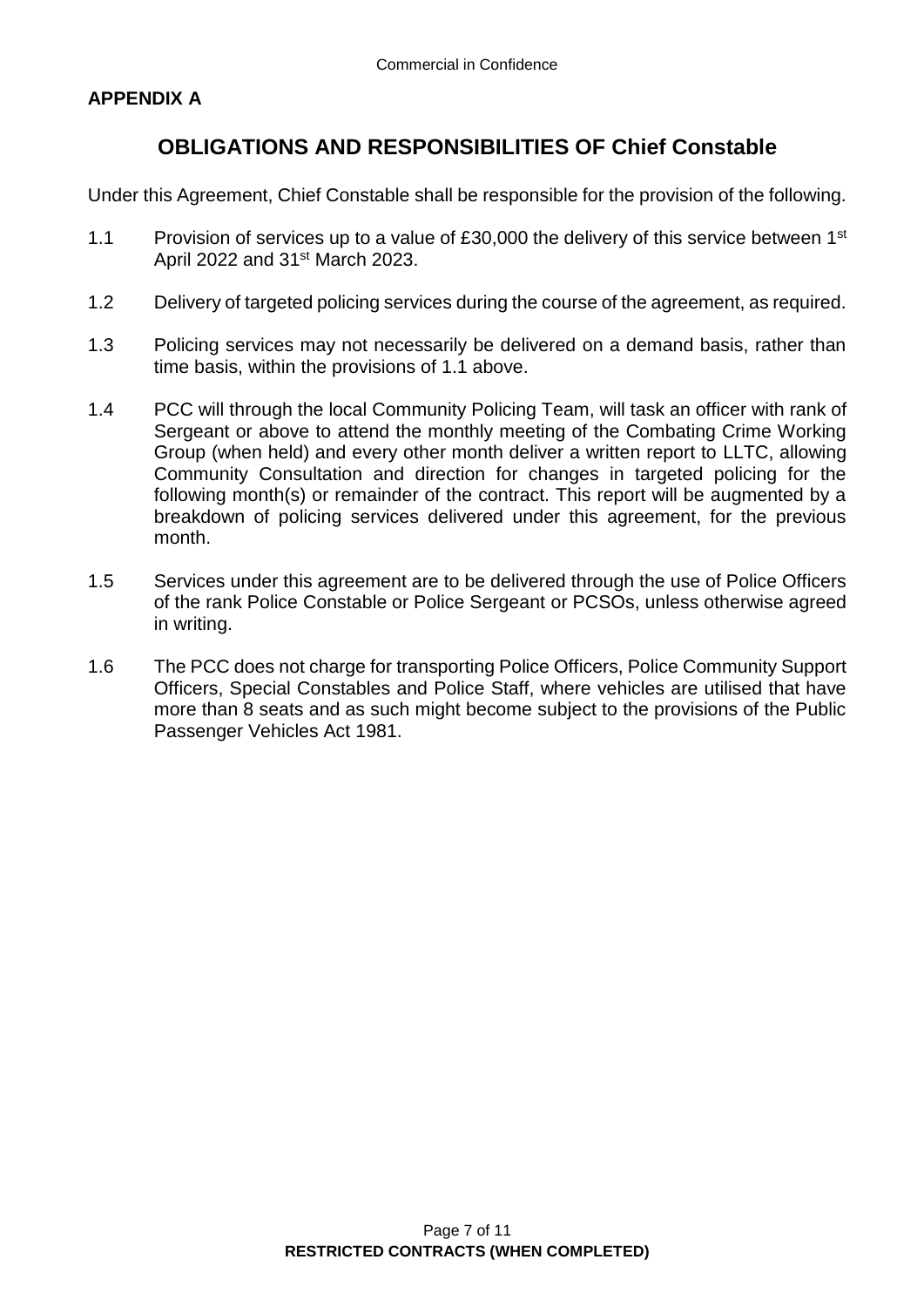**APPENDIX A**

## OBLIGATIONS AND RESPONSIBILITIES OF Chief Constable

Under this Agreement, Chief Constable shall be responsible for the provision of the following.

1.1 Provision of services up to a value of £30,000 the delivery of this service between 1st April 2022 and 31st March 2023.

1.2 Delivery of targeted policing services during the course of the agreement, as required.

1.3 Policing services may not necessarily be delivered on a demand basis, rather than time basis, within the provisions of 1.1 above.

1.4 PCC will through the local Community Policing Team, will task an officer with rank of Sergeant or above to attend the monthly meeting of the Combating Crime Working Group (when held) and every other month deliver a written report to LLTC, allowing Community Consultation and direction for changes in targeted policing for the following month(s) or remainder of the contract. This report will be augmented by a breakdown of policing services delivered under this agreement, for the previous month.

1.5 Services under this agreement are to be delivered through the use of Police Officers of the rank Police Constable or Police Sergeant or PCSOs, unless otherwise agreed in writing.

1.6 The PCC does not charge for transporting Police Officers, Police Community Support Officers, Special Constables and Police Staff, where vehicles are utilised that have more than 8 seats and as such might become subject to the provisions of the Public Passenger Vehicles Act 1981.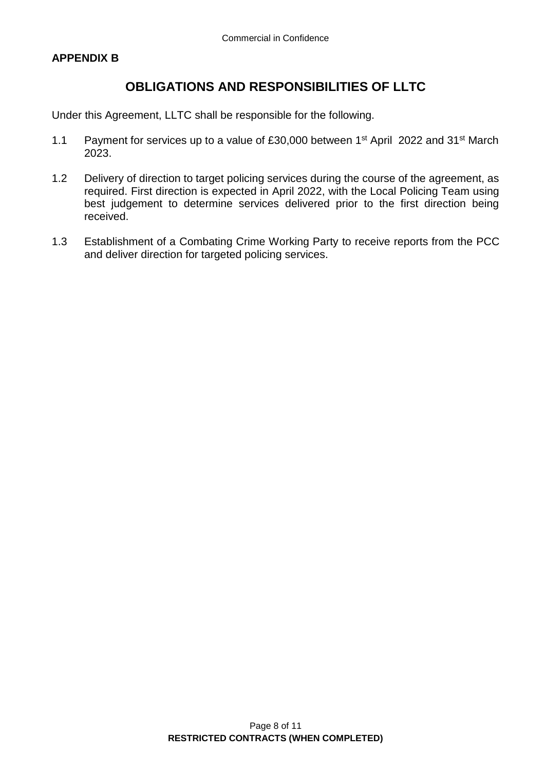**APPENDIX B**

# OBLIGATIONS AND RESPONSIBILITIES OF LLTC

Under this Agreement, LLTC shall be responsible for the following.

1.1 Payment for services up to a value of £30,000 between 1st April 2022 and 31st March 2023.

1.2 Delivery of direction to target policing services during the course of the agreement, as required. First direction is expected in April 2022, with the Local Policing Team using best judgement to determine services delivered prior to the first direction being received.

1.3 Establishment of a Combating Crime Working Party to receive reports from the PCC and deliver direction for targeted policing services.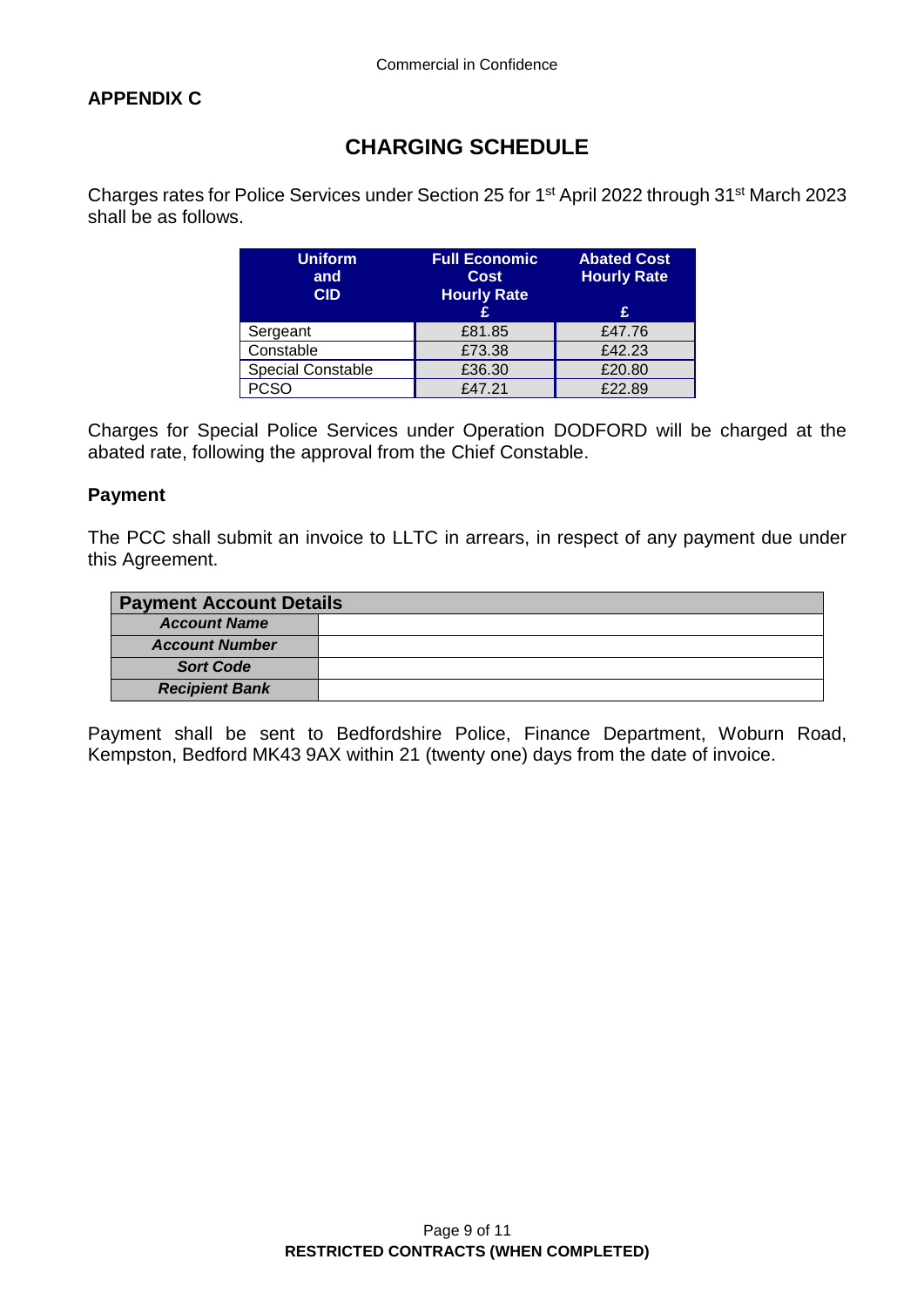## APPENDIX C

# CHARGING SCHEDULE

Charges rates for Police Services under Section 25 for 1st April 2022 through 31st March 2023 shall be as follows.

| Uniform and CID | Full Economic Cost Hourly Rate £ | Abated Cost Hourly Rate £ |
|---|---|---|
| Sergeant | £81.85 | £47.76 |
| Constable | £73.38 | £42.23 |
| Special Constable | £36.30 | £20.80 |
| PCSO | £47.21 | £22.89 |

Charges for Special Police Services under Operation DODFORD will be charged at the abated rate, following the approval from the Chief Constable.

### Payment

The PCC shall submit an invoice to LLTC in arrears, in respect of any payment due under this Agreement.

| Payment Account Details | |
|---|---|
| ***Account Name*** | |
| ***Account Number*** | |
| ***Sort Code*** | |
| ***Recipient Bank*** | |

Payment shall be sent to Bedfordshire Police, Finance Department, Woburn Road, Kempston, Bedford MK43 9AX within 21 (twenty one) days from the date of invoice.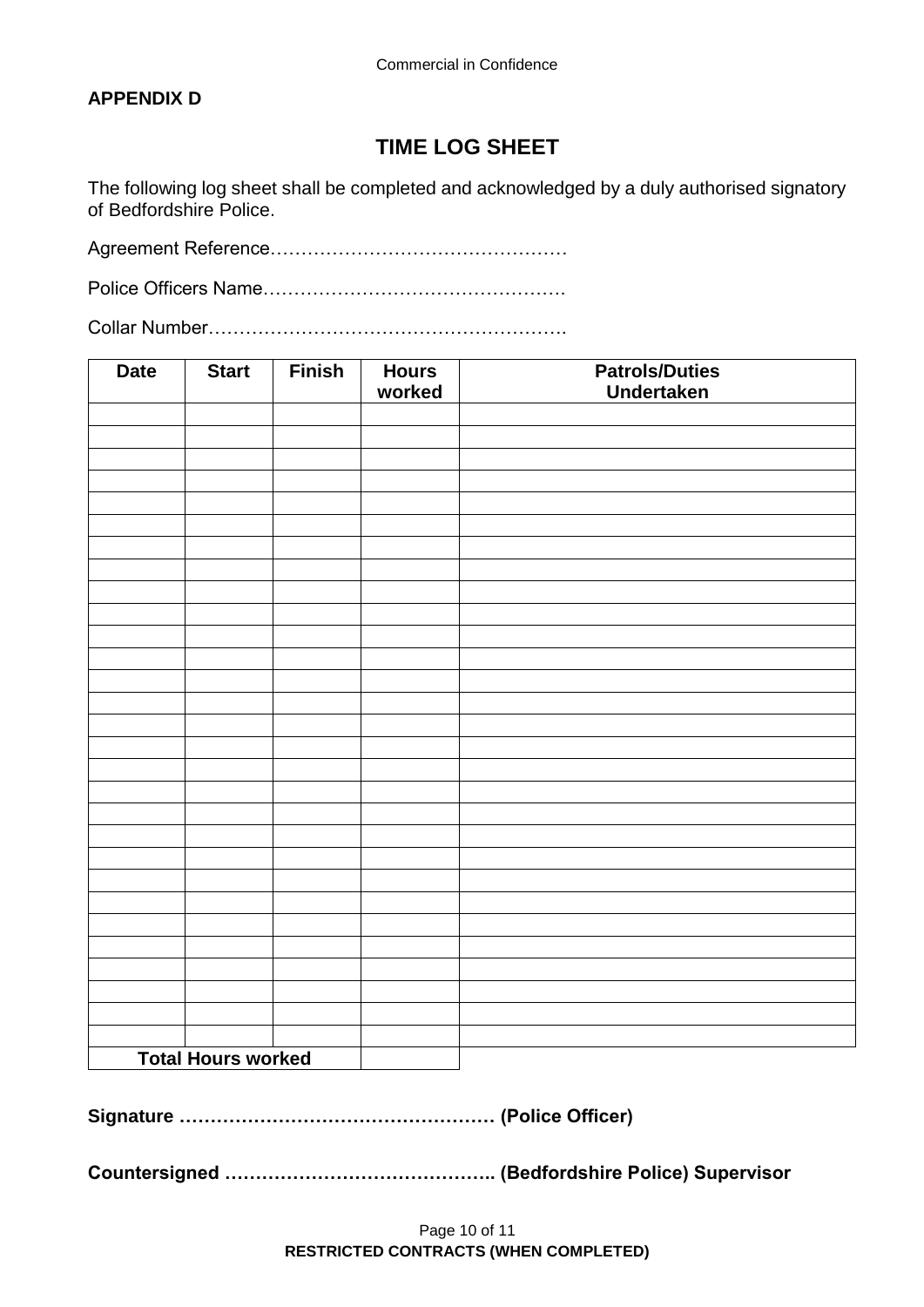**APPENDIX D**

## TIME LOG SHEET

The following log sheet shall be completed and acknowledged by a duly authorised signatory of Bedfordshire Police.

Agreement Reference…………………………………………

Police Officers Name…………………………………………

Collar Number………………………………………………….

| Date | Start | Finish | Hours worked | Patrols/Duties Undertaken |
|---|---|---|---|---|
| | | | | |
| | | | | |
| | | | | |
| | | | | |
| | | | | |
| | | | | |
| | | | | |
| | | | | |
| | | | | |
| | | | | |
| | | | | |
| | | | | |
| | | | | |
| | | | | |
| | | | | |
| | | | | |
| | | | | |
| | | | | |
| | | | | |
| | | | | |
| | | | | |
| | | | | |
| | | | | |
| | | | | |
| | | | | |
| | | | | |
| | | | | |
| | | | | |
| | | | | |
| **Total Hours worked** | | | | |

**Signature …………………………………………… (Police Officer)**

**Countersigned …………………………………….. (Bedfordshire Police) Supervisor**

**RESTRICTED CONTRACTS (WHEN COMPLETED)**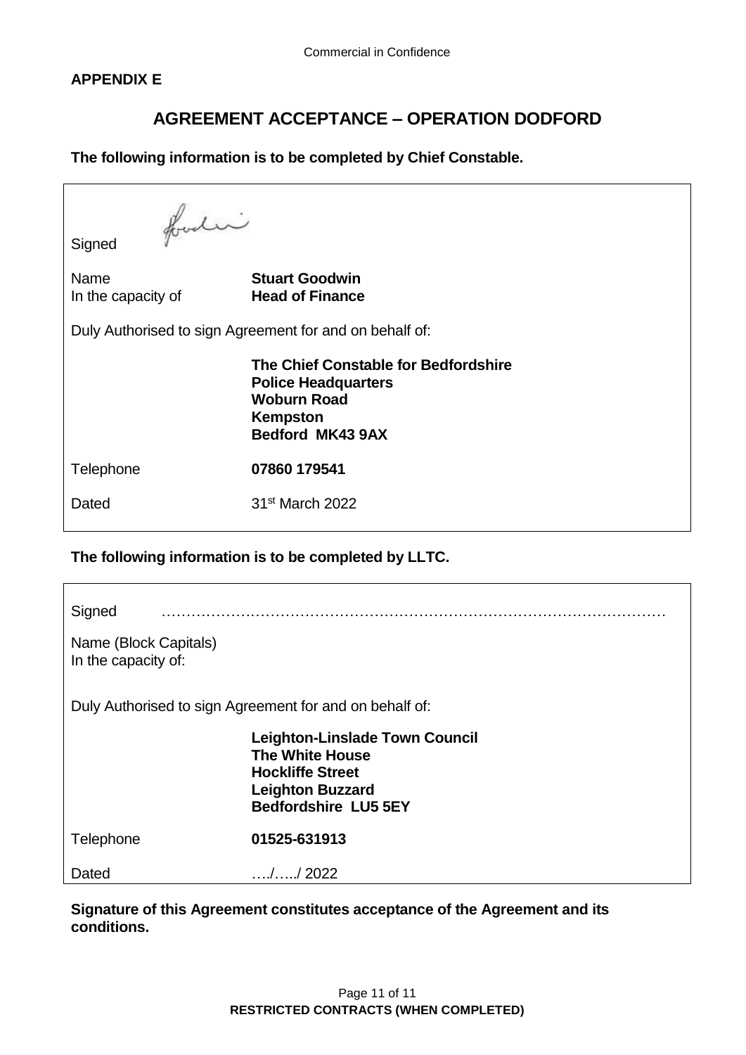**APPENDIX E**

## AGREEMENT ACCEPTANCE – OPERATION DODFORD

**The following information is to be completed by Chief Constable.**

| | |
|---|---|
| Signed | |
| Name | **Stuart Goodwin** |
| In the capacity of | **Head of Finance** |
| Duly Authorised to sign Agreement for and on behalf of: | |
| | **The Chief Constable for Bedfordshire**<br>**Police Headquarters**<br>**Woburn Road**<br>**Kempston**<br>**Bedford MK43 9AX** |
| Telephone | **07860 179541** |
| Dated | 31st March 2022 |

**The following information is to be completed by LLTC.**

| | |
|---|---|
| Signed | ………………………………………………………………………………… |
| Name (Block Capitals) | |
| In the capacity of: | |
| Duly Authorised to sign Agreement for and on behalf of: | |
| | **Leighton-Linslade Town Council**<br>**The White House**<br>**Hockliffe Street**<br>**Leighton Buzzard**<br>**Bedfordshire LU5 5EY** |
| Telephone | **01525-631913** |
| Dated | …./…../ 2022 |

**Signature of this Agreement constitutes acceptance of the Agreement and its conditions.**

**RESTRICTED CONTRACTS (WHEN COMPLETED)**